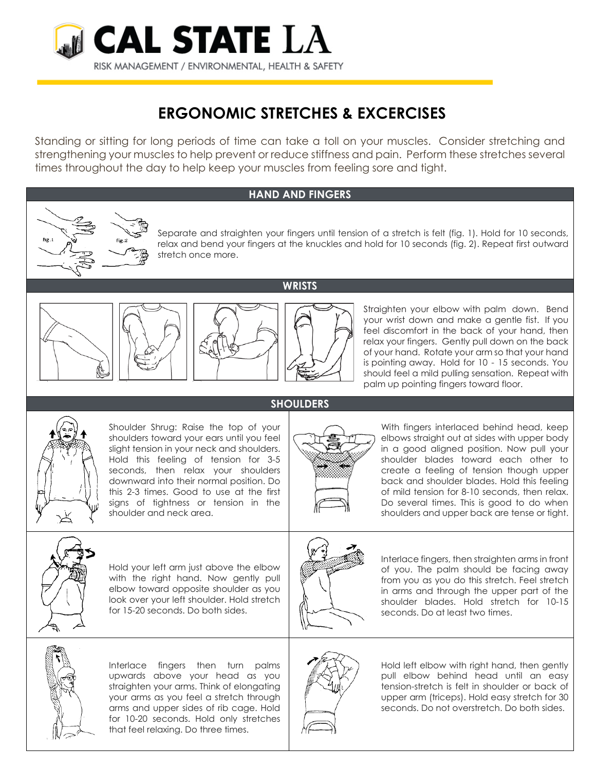CAL STATE LA

RISK MANAGEMENT / ENVIRONMENTAL, HEALTH & SAFETY

# ERGONOMIC STRETCHES & EXCERCISES

Standing or sitting for long periods of time can take a toll on your muscles. Consider stretching and strengthening your muscles to help prevent or reduce stiffness and pain. Perform these stretches several times throughout the day to help keep your muscles from feeling sore and tight.

## HAND AND FINGERS

fig. 1 fig. 2

Separate and straighten your fingers until tension of a stretch is felt (fig. 1). Hold for 10 seconds, relax and bend your fingers at the knuckles and hold for 10 seconds (fig. 2). Repeat first outward stretch once more.

## WRISTS

Straighten your elbow with palm down. Bend your wrist down and make a gentle fist. If you feel discomfort in the back of your hand, then relax your fingers. Gently pull down on the back of your hand. Rotate your arm so that your hand is pointing away. Hold for 10 - 15 seconds. You should feel a mild pulling sensation. Repeat with palm up pointing fingers toward floor.

## SHOULDERS

Shoulder Shrug: Raise the top of your shoulders toward your ears until you feel slight tension in your neck and shoulders. Hold this feeling of tension for 3-5 seconds, then relax your shoulders downward into their normal position. Do this 2-3 times. Good to use at the first signs of tightness or tension in the shoulder and neck area.

With fingers interlaced behind head, keep elbows straight out at sides with upper body in a good aligned position. Now pull your shoulder blades toward each other to create a feeling of tension though upper back and shoulder blades. Hold this feeling of mild tension for 8-10 seconds, then relax. Do several times. This is good to do when shoulders and upper back are tense or tight.

Hold your left arm just above the elbow with the right hand. Now gently pull elbow toward opposite shoulder as you look over your left shoulder. Hold stretch for 15-20 seconds. Do both sides.

Interlace fingers, then straighten arms in front of you. The palm should be facing away from you as you do this stretch. Feel stretch in arms and through the upper part of the shoulder blades. Hold stretch for 10-15 seconds. Do at least two times.

Interlace fingers then turn palms upwards above your head as you straighten your arms. Think of elongating your arms as you feel a stretch through arms and upper sides of rib cage. Hold for 10-20 seconds. Hold only stretches that feel relaxing. Do three times.

Hold left elbow with right hand, then gently pull elbow behind head until an easy tension-stretch is felt in shoulder or back of upper arm (triceps). Hold easy stretch for 30 seconds. Do not overstretch. Do both sides.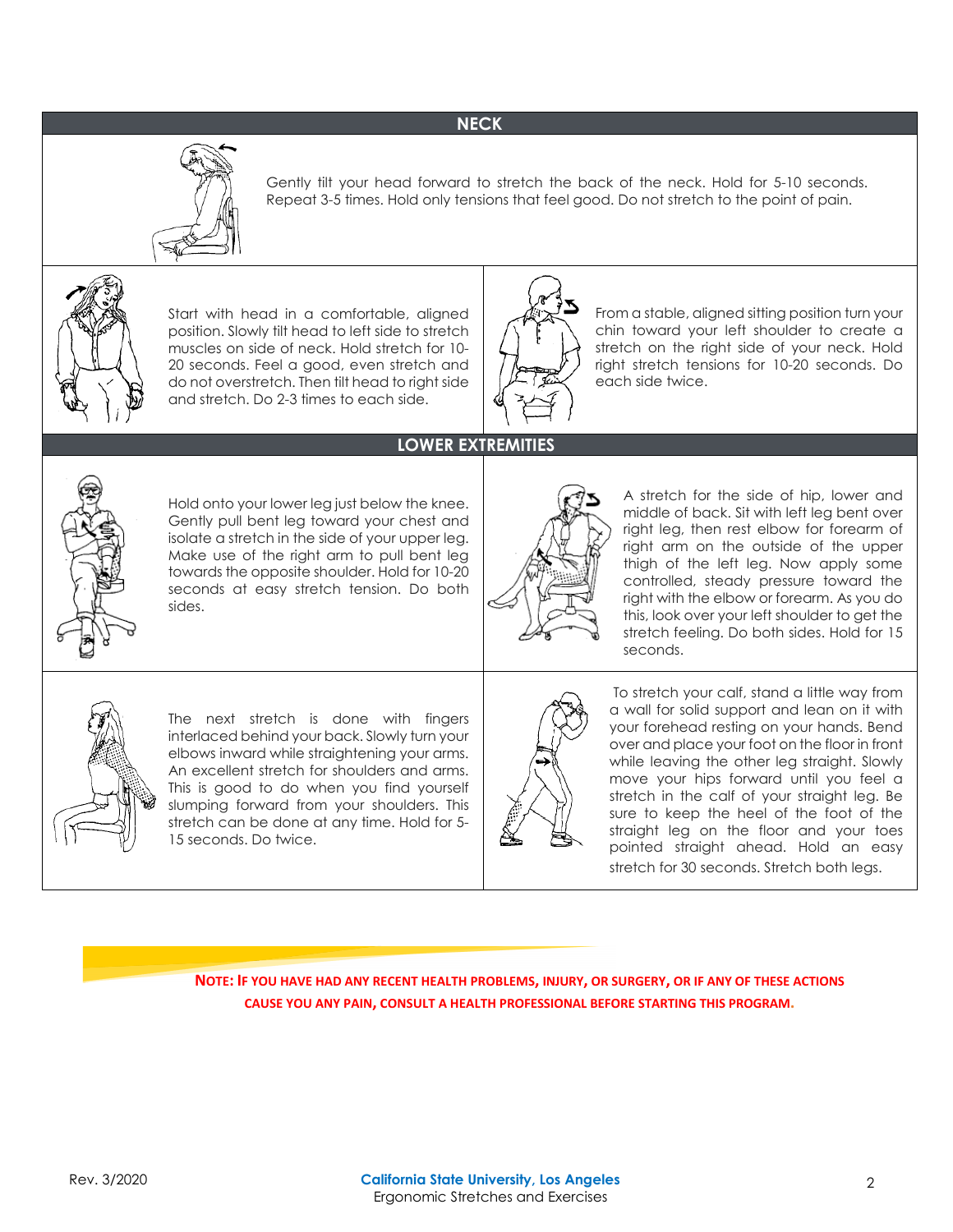## NECK

Gently tilt your head forward to stretch the back of the neck. Hold for 5-10 seconds. Repeat 3-5 times. Hold only tensions that feel good. Do not stretch to the point of pain.

Start with head in a comfortable, aligned position. Slowly tilt head to left side to stretch muscles on side of neck. Hold stretch for 10-20 seconds. Feel a good, even stretch and do not overstretch. Then tilt head to right side and stretch. Do 2-3 times to each side.

From a stable, aligned sitting position turn your chin toward your left shoulder to create a stretch on the right side of your neck. Hold right stretch tensions for 10-20 seconds. Do each side twice.

## LOWER EXTREMITIES

Hold onto your lower leg just below the knee. Gently pull bent leg toward your chest and isolate a stretch in the side of your upper leg. Make use of the right arm to pull bent leg towards the opposite shoulder. Hold for 10-20 seconds at easy stretch tension. Do both sides.

A stretch for the side of hip, lower and middle of back. Sit with left leg bent over right leg, then rest elbow for forearm of right arm on the outside of the upper thigh of the left leg. Now apply some controlled, steady pressure toward the right with the elbow or forearm. As you do this, look over your left shoulder to get the stretch feeling. Do both sides. Hold for 15 seconds.

The next stretch is done with fingers interlaced behind your back. Slowly turn your elbows inward while straightening your arms. An excellent stretch for shoulders and arms. This is good to do when you find yourself slumping forward from your shoulders. This stretch can be done at any time. Hold for 5-15 seconds. Do twice.

To stretch your calf, stand a little way from a wall for solid support and lean on it with your forehead resting on your hands. Bend over and place your foot on the floor in front while leaving the other leg straight. Slowly move your hips forward until you feel a stretch in the calf of your straight leg. Be sure to keep the heel of the foot of the straight leg on the floor and your toes pointed straight ahead. Hold an easy stretch for 30 seconds. Stretch both legs.

**NOTE: IF YOU HAVE HAD ANY RECENT HEALTH PROBLEMS, INJURY, OR SURGERY, OR IF ANY OF THESE ACTIONS CAUSE YOU ANY PAIN, CONSULT A HEALTH PROFESSIONAL BEFORE STARTING THIS PROGRAM.**